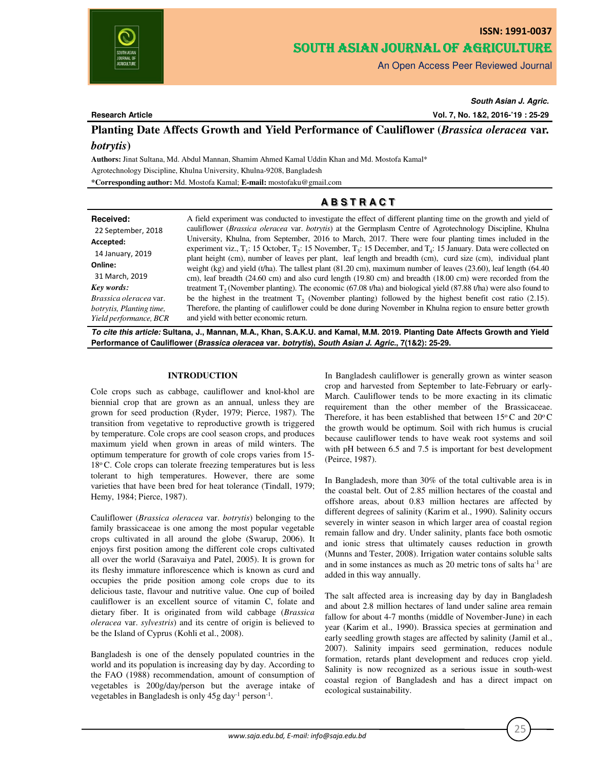**Research Article**

# Planting Date Affects Growth and Yield Performance of Cauliflower (*Brassica oleracea* var. *botrytis*)

**Authors:** Jinat Sultana, Md. Abdul Mannan, Shamim Ahmed Kamal Uddin Khan and Md. Mostofa Kamal*

Agrotechnology Discipline, Khulna University, Khulna-9208, Bangladesh

***Corresponding author:** Md. Mostofa Kamal; **E-mail:** mostofaku@gmail.com

**Received:** 22 September, 2018

**Accepted:** 14 January, 2019

**Online:** 31 March, 2019

***Key words:*** *Brassica oleracea* var. *botrytis, Planting time, Yield performance, BCR*

## ABSTRACT

A field experiment was conducted to investigate the effect of different planting time on the growth and yield of cauliflower (*Brassica oleracea* var. *botrytis*) at the Germplasm Centre of Agrotechnology Discipline, Khulna University, Khulna, from September, 2016 to March, 2017. There were four planting times included in the experiment viz., $T_1$: 15 October, $T_2$: 15 November, $T_3$: 15 December, and $T_4$: 15 January. Data were collected on plant height (cm), number of leaves per plant, leaf length and breadth (cm), curd size (cm), individual plant weight (kg) and yield (t/ha). The tallest plant (81.20 cm), maximum number of leaves (23.60), leaf length (64.40 cm), leaf breadth (24.60 cm) and also curd length (19.80 cm) and breadth (18.00 cm) were recorded from the treatment $T_2$ (November planting). The economic (67.08 t/ha) and biological yield (87.88 t/ha) were also found to be the highest in the treatment $T_2$ (November planting) followed by the highest benefit cost ratio (2.15). Therefore, the planting of cauliflower could be done during November in Khulna region to ensure better growth and yield with better economic return.

***To cite this article:*** **Sultana, J., Mannan, M.A., Khan, S.A.K.U. and Kamal, M.M. 2019. Planting Date Affects Growth and Yield Performance of Cauliflower (*Brassica oleracea* var. *botrytis*), *South Asian J. Agric.*, 7(1&2): 25-29.**

## INTRODUCTION

Cole crops such as cabbage, cauliflower and knol-khol are biennial crop that are grown as an annual, unless they are grown for seed production (Ryder, 1979; Pierce, 1987). The transition from vegetative to reproductive growth is triggered by temperature. Cole crops are cool season crops, and produces maximum yield when grown in areas of mild winters. The optimum temperature for growth of cole crops varies from 15-18$^{o}$C. Cole crops can tolerate freezing temperatures but is less tolerant to high temperatures. However, there are some varieties that have been bred for heat tolerance (Tindall, 1979; Hemy, 1984; Pierce, 1987).

Cauliflower (*Brassica oleracea* var. *botrytis*) belonging to the family brassicaceae is one among the most popular vegetable crops cultivated in all around the globe (Swarup, 2006). It enjoys first position among the different cole crops cultivated all over the world (Saravaiya and Patel, 2005). It is grown for its fleshy immature inflorescence which is known as curd and occupies the pride position among cole crops due to its delicious taste, flavour and nutritive value. One cup of boiled cauliflower is an excellent source of vitamin C, folate and dietary fiber. It is originated from wild cabbage (*Brassica oleracea* var. *sylvestris*) and its centre of origin is believed to be the Island of Cyprus (Kohli et al., 2008).

Bangladesh is one of the densely populated countries in the world and its population is increasing day by day. According to the FAO (1988) recommendation, amount of consumption of vegetables is 200g/day/person but the average intake of vegetables in Bangladesh is only 45g day$^{-1}$ person$^{-1}$.

In Bangladesh cauliflower is generally grown as winter season crop and harvested from September to late-February or early-March. Cauliflower tends to be more exacting in its climatic requirement than the other member of the Brassicaceae. Therefore, it has been established that between 15$^{o}$C and 20$^{o}$C the growth would be optimum. Soil with rich humus is crucial because cauliflower tends to have weak root systems and soil with pH between 6.5 and 7.5 is important for best development (Peirce, 1987).

In Bangladesh, more than 30% of the total cultivable area is in the coastal belt. Out of 2.85 million hectares of the coastal and offshore areas, about 0.83 million hectares are affected by different degrees of salinity (Karim et al., 1990). Salinity occurs severely in winter season in which larger area of coastal region remain fallow and dry. Under salinity, plants face both osmotic and ionic stress that ultimately causes reduction in growth (Munns and Tester, 2008). Irrigation water contains soluble salts and in some instances as much as 20 metric tons of salts ha$^{-1}$ are added in this way annually.

The salt affected area is increasing day by day in Bangladesh and about 2.8 million hectares of land under saline area remain fallow for about 4-7 months (middle of November-June) in each year (Karim et al., 1990). Brassica species at germination and early seedling growth stages are affected by salinity (Jamil et al., 2007). Salinity impairs seed germination, reduces nodule formation, retards plant development and reduces crop yield. Salinity is now recognized as a serious issue in south-west coastal region of Bangladesh and has a direct impact on ecological sustainability.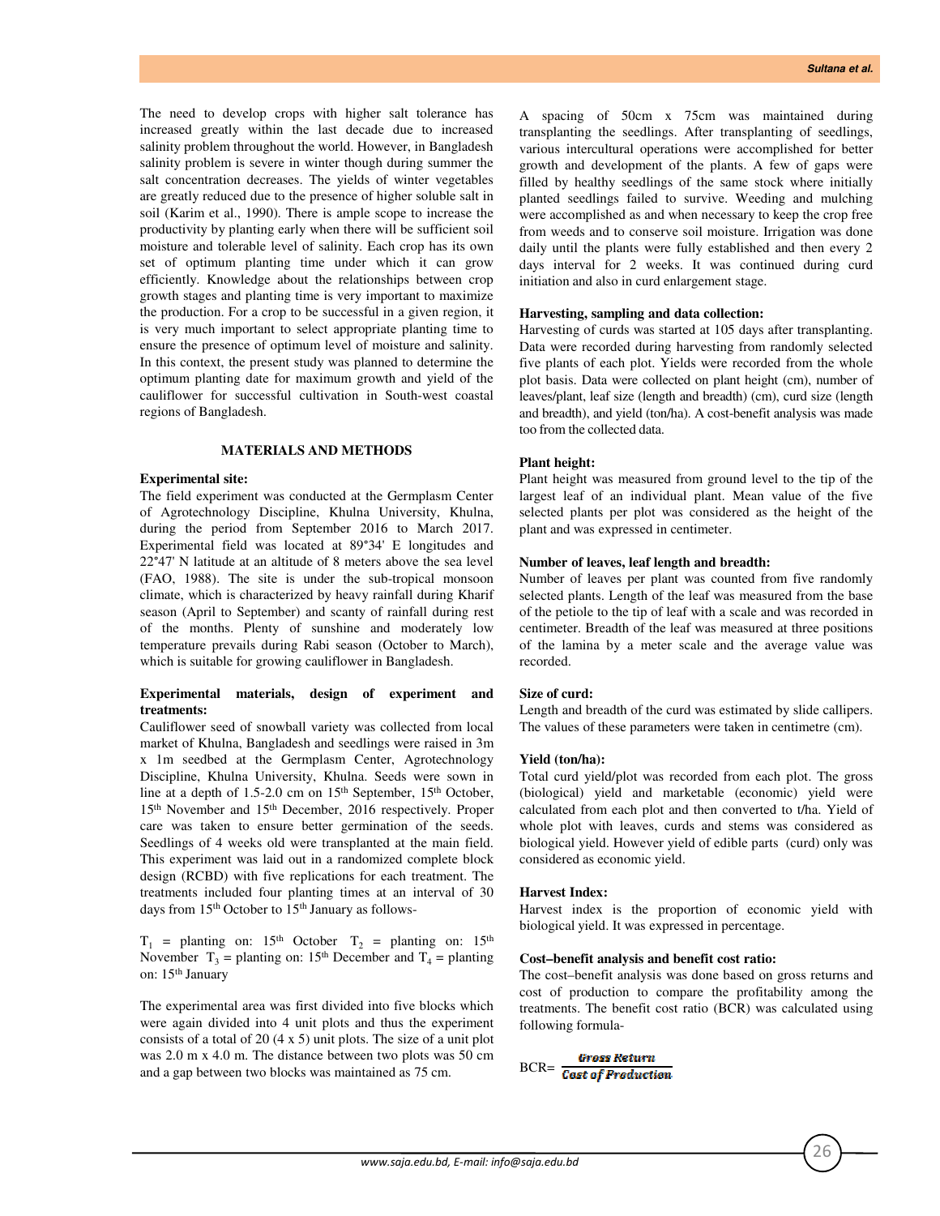The need to develop crops with higher salt tolerance has increased greatly within the last decade due to increased salinity problem throughout the world. However, in Bangladesh salinity problem is severe in winter though during summer the salt concentration decreases. The yields of winter vegetables are greatly reduced due to the presence of higher soluble salt in soil (Karim et al., 1990). There is ample scope to increase the productivity by planting early when there will be sufficient soil moisture and tolerable level of salinity. Each crop has its own set of optimum planting time under which it can grow efficiently. Knowledge about the relationships between crop growth stages and planting time is very important to maximize the production. For a crop to be successful in a given region, it is very much important to select appropriate planting time to ensure the presence of optimum level of moisture and salinity. In this context, the present study was planned to determine the optimum planting date for maximum growth and yield of the cauliflower for successful cultivation in South-west coastal regions of Bangladesh.

## MATERIALS AND METHODS

**Experimental site:**

The field experiment was conducted at the Germplasm Center of Agrotechnology Discipline, Khulna University, Khulna, during the period from September 2016 to March 2017. Experimental field was located at 89°34' E longitudes and 22°47' N latitude at an altitude of 8 meters above the sea level (FAO, 1988). The site is under the sub-tropical monsoon climate, which is characterized by heavy rainfall during Kharif season (April to September) and scanty of rainfall during rest of the months. Plenty of sunshine and moderately low temperature prevails during Rabi season (October to March), which is suitable for growing cauliflower in Bangladesh.

**Experimental materials, design of experiment and treatments:**

Cauliflower seed of snowball variety was collected from local market of Khulna, Bangladesh and seedlings were raised in 3m x 1m seedbed at the Germplasm Center, Agrotechnology Discipline, Khulna University, Khulna. Seeds were sown in line at a depth of 1.5-2.0 cm on 15th September, 15th October, 15th November and 15th December, 2016 respectively. Proper care was taken to ensure better germination of the seeds. Seedlings of 4 weeks old were transplanted at the main field. This experiment was laid out in a randomized complete block design (RCBD) with five replications for each treatment. The treatments included four planting times at an interval of 30 days from 15th October to 15th January as follows-

$T_1$ = planting on: 15th October $T_2$ = planting on: 15th November $T_3$ = planting on: 15th December and $T_4$ = planting on: 15th January

The experimental area was first divided into five blocks which were again divided into 4 unit plots and thus the experiment consists of a total of 20 (4 x 5) unit plots. The size of a unit plot was 2.0 m x 4.0 m. The distance between two plots was 50 cm and a gap between two blocks was maintained as 75 cm.

A spacing of 50cm x 75cm was maintained during transplanting the seedlings. After transplanting of seedlings, various intercultural operations were accomplished for better growth and development of the plants. A few of gaps were filled by healthy seedlings of the same stock where initially planted seedlings failed to survive. Weeding and mulching were accomplished as and when necessary to keep the crop free from weeds and to conserve soil moisture. Irrigation was done daily until the plants were fully established and then every 2 days interval for 2 weeks. It was continued during curd initiation and also in curd enlargement stage.

**Harvesting, sampling and data collection:**

Harvesting of curds was started at 105 days after transplanting. Data were recorded during harvesting from randomly selected five plants of each plot. Yields were recorded from the whole plot basis. Data were collected on plant height (cm), number of leaves/plant, leaf size (length and breadth) (cm), curd size (length and breadth), and yield (ton/ha). A cost-benefit analysis was made too from the collected data.

**Plant height:**

Plant height was measured from ground level to the tip of the largest leaf of an individual plant. Mean value of the five selected plants per plot was considered as the height of the plant and was expressed in centimeter.

**Number of leaves, leaf length and breadth:**

Number of leaves per plant was counted from five randomly selected plants. Length of the leaf was measured from the base of the petiole to the tip of leaf with a scale and was recorded in centimeter. Breadth of the leaf was measured at three positions of the lamina by a meter scale and the average value was recorded.

**Size of curd:**

Length and breadth of the curd was estimated by slide callipers. The values of these parameters were taken in centimetre (cm).

**Yield (ton/ha):**

Total curd yield/plot was recorded from each plot. The gross (biological) yield and marketable (economic) yield were calculated from each plot and then converted to t/ha. Yield of whole plot with leaves, curds and stems was considered as biological yield. However yield of edible parts (curd) only was considered as economic yield.

**Harvest Index:**

Harvest index is the proportion of economic yield with biological yield. It was expressed in percentage.

**Cost–benefit analysis and benefit cost ratio:**

The cost–benefit analysis was done based on gross returns and cost of production to compare the profitability among the treatments. The benefit cost ratio (BCR) was calculated using following formula-

$$BCR = \frac{\text{Gross Return}}{\text{Cost of Production}}$$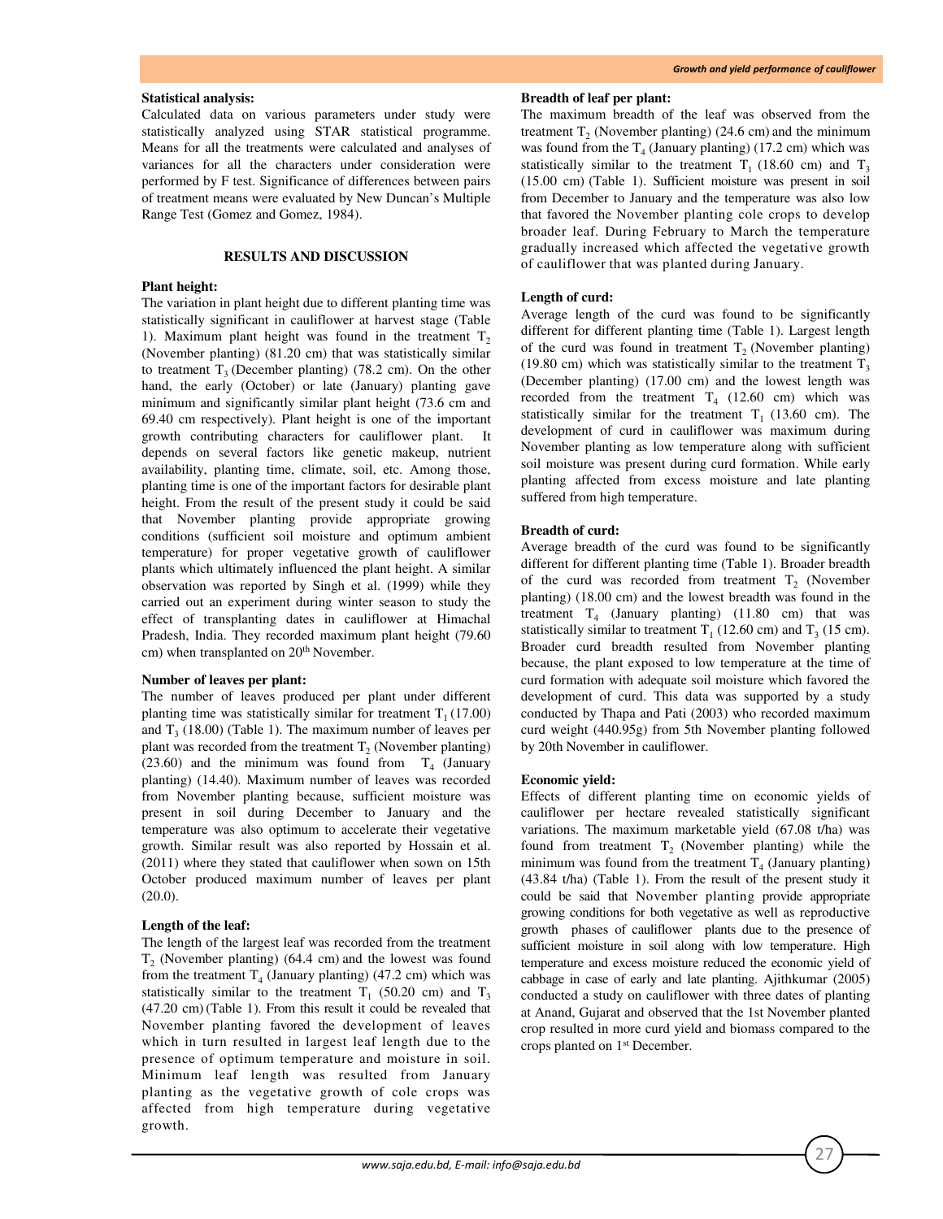**Statistical analysis:**

Calculated data on various parameters under study were statistically analyzed using STAR statistical programme. Means for all the treatments were calculated and analyses of variances for all the characters under consideration were performed by F test. Significance of differences between pairs of treatment means were evaluated by New Duncan's Multiple Range Test (Gomez and Gomez, 1984).

## RESULTS AND DISCUSSION

**Plant height:**

The variation in plant height due to different planting time was statistically significant in cauliflower at harvest stage (Table 1). Maximum plant height was found in the treatment $T_2$ (November planting) (81.20 cm) that was statistically similar to treatment $T_3$ (December planting) (78.2 cm). On the other hand, the early (October) or late (January) planting gave minimum and significantly similar plant height (73.6 cm and 69.40 cm respectively). Plant height is one of the important growth contributing characters for cauliflower plant. It depends on several factors like genetic makeup, nutrient availability, planting time, climate, soil, etc. Among those, planting time is one of the important factors for desirable plant height. From the result of the present study it could be said that November planting provide appropriate growing conditions (sufficient soil moisture and optimum ambient temperature) for proper vegetative growth of cauliflower plants which ultimately influenced the plant height. A similar observation was reported by Singh et al. (1999) while they carried out an experiment during winter season to study the effect of transplanting dates in cauliflower at Himachal Pradesh, India. They recorded maximum plant height (79.60 cm) when transplanted on 20th November.

**Number of leaves per plant:**

The number of leaves produced per plant under different planting time was statistically similar for treatment $T_1$ (17.00) and $T_3$ (18.00) (Table 1). The maximum number of leaves per plant was recorded from the treatment $T_2$ (November planting) (23.60) and the minimum was found from $T_4$ (January planting) (14.40). Maximum number of leaves was recorded from November planting because, sufficient moisture was present in soil during December to January and the temperature was also optimum to accelerate their vegetative growth. Similar result was also reported by Hossain et al. (2011) where they stated that cauliflower when sown on 15th October produced maximum number of leaves per plant (20.0).

**Length of the leaf:**

The length of the largest leaf was recorded from the treatment $T_2$ (November planting) (64.4 cm) and the lowest was found from the treatment $T_4$ (January planting) (47.2 cm) which was statistically similar to the treatment $T_1$ (50.20 cm) and $T_3$ (47.20 cm) (Table 1). From this result it could be revealed that November planting favored the development of leaves which in turn resulted in largest leaf length due to the presence of optimum temperature and moisture in soil. Minimum leaf length was resulted from January planting as the vegetative growth of cole crops was affected from high temperature during vegetative growth.

**Breadth of leaf per plant:**

The maximum breadth of the leaf was observed from the treatment $T_2$ (November planting) (24.6 cm) and the minimum was found from the $T_4$ (January planting) (17.2 cm) which was statistically similar to the treatment $T_1$ (18.60 cm) and $T_3$ (15.00 cm) (Table 1). Sufficient moisture was present in soil from December to January and the temperature was also low that favored the November planting cole crops to develop broader leaf. During February to March the temperature gradually increased which affected the vegetative growth of cauliflower that was planted during January.

**Length of curd:**

Average length of the curd was found to be significantly different for different planting time (Table 1). Largest length of the curd was found in treatment $T_2$ (November planting) (19.80 cm) which was statistically similar to the treatment $T_3$ (December planting) (17.00 cm) and the lowest length was recorded from the treatment $T_4$ (12.60 cm) which was statistically similar for the treatment $T_1$ (13.60 cm). The development of curd in cauliflower was maximum during November planting as low temperature along with sufficient soil moisture was present during curd formation. While early planting affected from excess moisture and late planting suffered from high temperature.

**Breadth of curd:**

Average breadth of the curd was found to be significantly different for different planting time (Table 1). Broader breadth of the curd was recorded from treatment $T_2$ (November planting) (18.00 cm) and the lowest breadth was found in the treatment $T_4$ (January planting) (11.80 cm) that was statistically similar to treatment $T_1$ (12.60 cm) and $T_3$ (15 cm). Broader curd breadth resulted from November planting because, the plant exposed to low temperature at the time of curd formation with adequate soil moisture which favored the development of curd. This data was supported by a study conducted by Thapa and Pati (2003) who recorded maximum curd weight (440.95g) from 5th November planting followed by 20th November in cauliflower.

**Economic yield:**

Effects of different planting time on economic yields of cauliflower per hectare revealed statistically significant variations. The maximum marketable yield (67.08 t/ha) was found from treatment $T_2$ (November planting) while the minimum was found from the treatment $T_4$ (January planting) (43.84 t/ha) (Table 1). From the result of the present study it could be said that November planting provide appropriate growing conditions for both vegetative as well as reproductive growth phases of cauliflower plants due to the presence of sufficient moisture in soil along with low temperature. High temperature and excess moisture reduced the economic yield of cabbage in case of early and late planting. Ajithkumar (2005) conducted a study on cauliflower with three dates of planting at Anand, Gujarat and observed that the 1st November planted crop resulted in more curd yield and biomass compared to the crops planted on 1st December.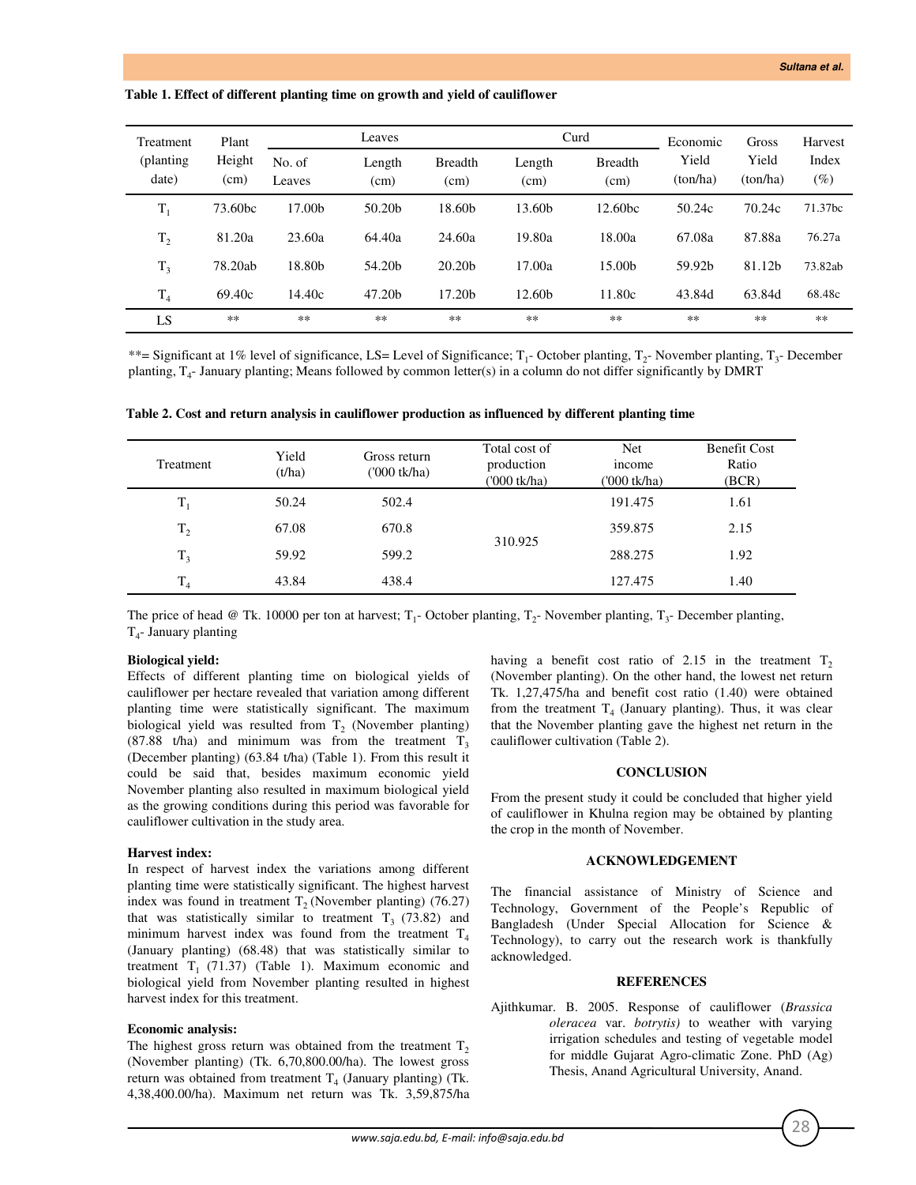**Table 1. Effect of different planting time on growth and yield of cauliflower**

| Treatment (planting date) | Plant Height (cm) | Leaves | | | Curd | | Economic Yield (ton/ha) | Gross Yield (ton/ha) | Harvest Index (%) |
|---|---|---|---|---|---|---|---|---|---|
| | | No. of Leaves | Length (cm) | Breadth (cm) | Length (cm) | Breadth (cm) | | | |
| $T_1$ | 73.60bc | 17.00b | 50.20b | 18.60b | 13.60b | 12.60bc | 50.24c | 70.24c | 71.37bc |
| $T_2$ | 81.20a | 23.60a | 64.40a | 24.60a | 19.80a | 18.00a | 67.08a | 87.88a | 76.27a |
| $T_3$ | 78.20ab | 18.80b | 54.20b | 20.20b | 17.00a | 15.00b | 59.92b | 81.12b | 73.82ab |
| $T_4$ | 69.40c | 14.40c | 47.20b | 17.20b | 12.60b | 11.80c | 43.84d | 63.84d | 68.48c |
| LS | ** | ** | ** | ** | ** | ** | ** | ** | ** |

**= Significant at 1% level of significance, LS= Level of Significance; $T_1$- October planting, $T_2$- November planting, $T_3$- December planting, $T_4$- January planting; Means followed by common letter(s) in a column do not differ significantly by DMRT

**Table 2. Cost and return analysis in cauliflower production as influenced by different planting time**

| Treatment | Yield (t/ha) | Gross return ('000 tk/ha) | Total cost of production ('000 tk/ha) | Net income ('000 tk/ha) | Benefit Cost Ratio (BCR) |
|---|---|---|---|---|---|
| $T_1$ | 50.24 | 502.4 | 310.925 | 191.475 | 1.61 |
| $T_2$ | 67.08 | 670.8 | | 359.875 | 2.15 |
| $T_3$ | 59.92 | 599.2 | | 288.275 | 1.92 |
| $T_4$ | 43.84 | 438.4 | | 127.475 | 1.40 |

The price of head @ Tk. 10000 per ton at harvest; $T_1$- October planting, $T_2$- November planting, $T_3$- December planting, $T_4$- January planting

**Biological yield:**
Effects of different planting time on biological yields of cauliflower per hectare revealed that variation among different planting time were statistically significant. The maximum biological yield was resulted from $T_2$ (November planting) (87.88 t/ha) and minimum was from the treatment $T_3$ (December planting) (63.84 t/ha) (Table 1). From this result it could be said that, besides maximum economic yield November planting also resulted in maximum biological yield as the growing conditions during this period was favorable for cauliflower cultivation in the study area.

**Harvest index:**
In respect of harvest index the variations among different planting time were statistically significant. The highest harvest index was found in treatment $T_2$ (November planting) (76.27) that was statistically similar to treatment $T_3$ (73.82) and minimum harvest index was found from the treatment $T_4$ (January planting) (68.48) that was statistically similar to treatment $T_1$ (71.37) (Table 1). Maximum economic and biological yield from November planting resulted in highest harvest index for this treatment.

**Economic analysis:**
The highest gross return was obtained from the treatment $T_2$ (November planting) (Tk. 6,70,800.00/ha). The lowest gross return was obtained from treatment $T_4$ (January planting) (Tk. 4,38,400.00/ha). Maximum net return was Tk. 3,59,875/ha having a benefit cost ratio of 2.15 in the treatment $T_2$ (November planting). On the other hand, the lowest net return Tk. 1,27,475/ha and benefit cost ratio (1.40) were obtained from the treatment $T_4$ (January planting). Thus, it was clear that the November planting gave the highest net return in the cauliflower cultivation (Table 2).

## CONCLUSION

From the present study it could be concluded that higher yield of cauliflower in Khulna region may be obtained by planting the crop in the month of November.

## ACKNOWLEDGEMENT

The financial assistance of Ministry of Science and Technology, Government of the People's Republic of Bangladesh (Under Special Allocation for Science & Technology), to carry out the research work is thankfully acknowledged.

## REFERENCES

Ajithkumar. B. 2005. Response of cauliflower (*Brassica oleracea* var. *botrytis)* to weather with varying irrigation schedules and testing of vegetable model for middle Gujarat Agro-climatic Zone. PhD (Ag) Thesis, Anand Agricultural University, Anand.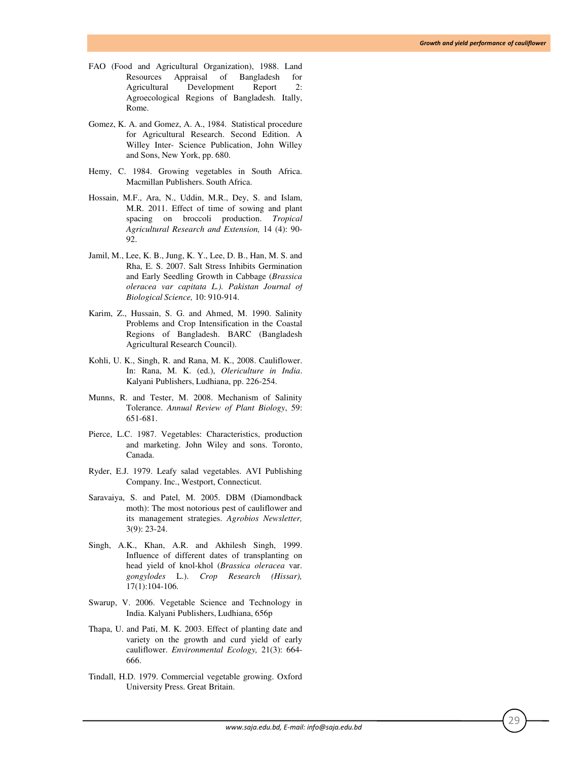FAO (Food and Agricultural Organization), 1988. Land Resources Appraisal of Bangladesh for Agricultural Development Report 2: Agroecological Regions of Bangladesh. Itally, Rome.

Gomez, K. A. and Gomez, A. A., 1984. Statistical procedure for Agricultural Research. Second Edition. A Willey Inter- Science Publication, John Willey and Sons, New York, pp. 680.

Hemy, C. 1984. Growing vegetables in South Africa. Macmillan Publishers. South Africa.

Hossain, M.F., Ara, N., Uddin, M.R., Dey, S. and Islam, M.R. 2011. Effect of time of sowing and plant spacing on broccoli production. *Tropical Agricultural Research and Extension,* 14 (4): 90-92.

Jamil, M., Lee, K. B., Jung, K. Y., Lee, D. B., Han, M. S. and Rha, E. S. 2007. Salt Stress Inhibits Germination and Early Seedling Growth in Cabbage (*Brassica oleracea var capitata L.). Pakistan Journal of Biological Science,* 10: 910-914.

Karim, Z., Hussain, S. G. and Ahmed, M. 1990. Salinity Problems and Crop Intensification in the Coastal Regions of Bangladesh. BARC (Bangladesh Agricultural Research Council).

Kohli, U. K., Singh, R. and Rana, M. K., 2008. Cauliflower. In: Rana, M. K. (ed.), *Olericulture in India*. Kalyani Publishers, Ludhiana, pp. 226-254.

Munns, R. and Tester, M. 2008. Mechanism of Salinity Tolerance. *Annual Review of Plant Biology*, 59: 651-681.

Pierce, L.C. 1987. Vegetables: Characteristics, production and marketing. John Wiley and sons. Toronto, Canada.

Ryder, E.J. 1979. Leafy salad vegetables. AVI Publishing Company. Inc., Westport, Connecticut.

Saravaiya, S. and Patel, M. 2005. DBM (Diamondback moth): The most notorious pest of cauliflower and its management strategies. *Agrobios Newsletter,* 3(9): 23-24.

Singh, A.K., Khan, A.R. and Akhilesh Singh, 1999. Influence of different dates of transplanting on head yield of knol-khol (*Brassica oleracea* var. *gongylodes* L.). *Crop Research (Hissar),* 17(1):104-106.

Swarup, V. 2006. Vegetable Science and Technology in India. Kalyani Publishers, Ludhiana, 656p

Thapa, U. and Pati, M. K. 2003. Effect of planting date and variety on the growth and curd yield of early cauliflower. *Environmental Ecology,* 21(3): 664-666.

Tindall, H.D. 1979. Commercial vegetable growing. Oxford University Press. Great Britain.